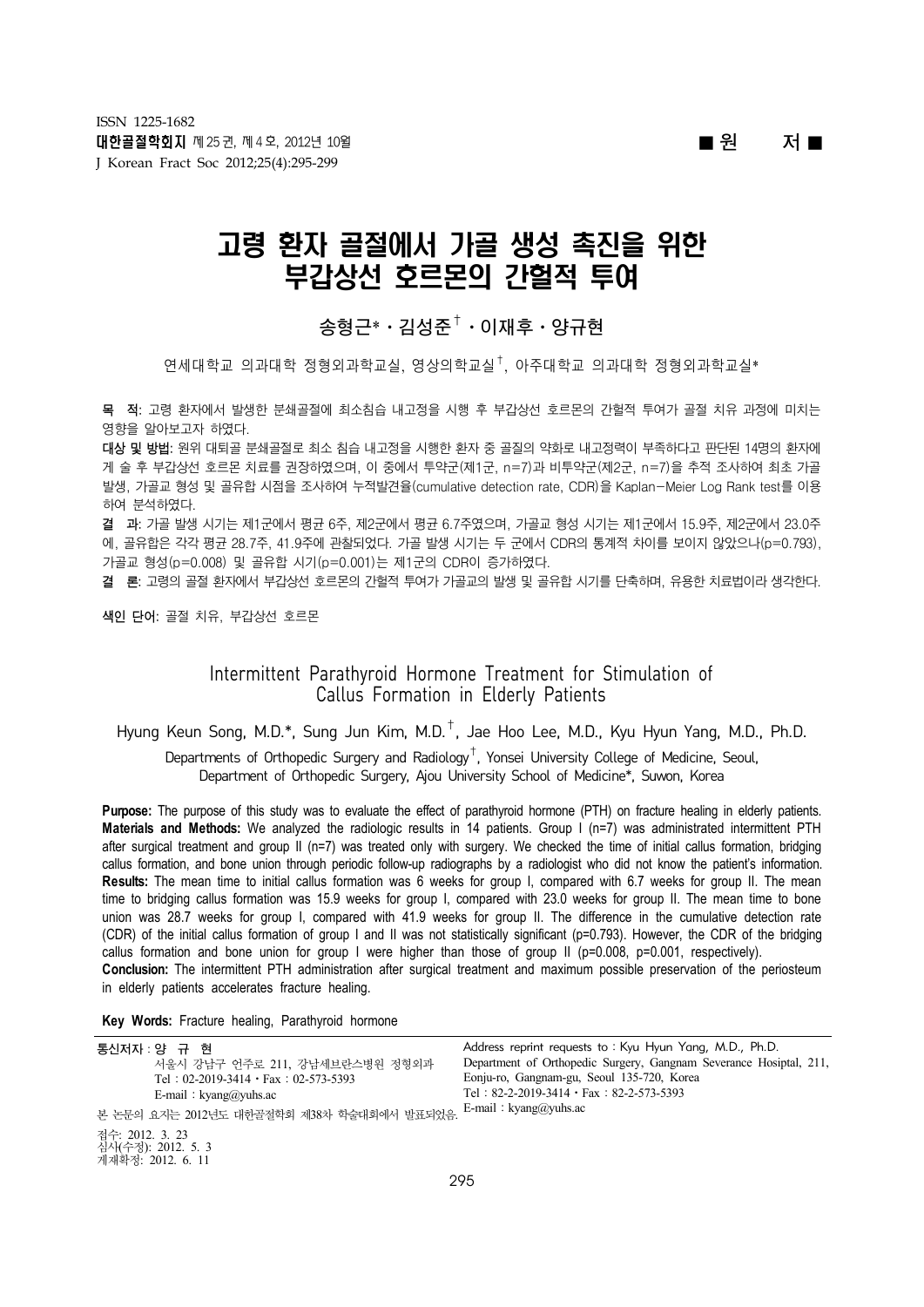# 고령 환자 골절에서 가골 생성 촉진을 위한 부갑상선 호르몬의 간헐적 투여

송형근* · 김성준[†] · 이재후 · 양규현

연세대학교 의과대학 정형외과학교실, 영상의학교실[†], 아주대학교 의과대학 정형외과학교실*

**목 적**: 고령 환자에서 발생한 분쇄골절에 최소침습 내고정을 시행 후 부갑상선 호르몬의 간헐적 투여가 골절 치유 과정에 미치는 영향을 알아보고자 하였다.

**대상 및 방법**: 원위 대퇴골 분쇄골절로 최소 침습 내고정을 시행한 환자 중 골질의 약화로 내고정력이 부족하다고 판단된 14명의 환자에게 술 후 부갑상선 호르몬 치료를 권장하였으며, 이 중에서 투약군(제1군, n=7)과 비투약군(제2군, n=7)을 추적 조사하여 최초 가골 발생, 가골교 형성 및 골유합 시점을 조사하여 누적발견율(cumulative detection rate, CDR)을 Kaplan-Meier Log Rank test를 이용하여 분석하였다.

**결 과**: 가골 발생 시기는 제1군에서 평균 6주, 제2군에서 평균 6.7주였으며, 가골교 형성 시기는 제1군에서 15.9주, 제2군에서 23.0주에, 골유합은 각각 평균 28.7주, 41.9주에 관찰되었다. 가골 발생 시기는 두 군에서 CDR의 통계적 차이를 보이지 않았으나(p=0.793), 가골교 형성(p=0.008) 및 골유합 시기(p=0.001)는 제1군의 CDR이 증가하였다.

**결 론**: 고령의 골절 환자에서 부갑상선 호르몬의 간헐적 투여가 가골교의 발생 및 골유합 시기를 단축하며, 유용한 치료법이라 생각한다.

**색인 단어**: 골절 치유, 부갑상선 호르몬

## Intermittent Parathyroid Hormone Treatment for Stimulation of Callus Formation in Elderly Patients

Hyung Keun Song, M.D.*, Sung Jun Kim, M.D.[†], Jae Hoo Lee, M.D., Kyu Hyun Yang, M.D., Ph.D.

Departments of Orthopedic Surgery and Radiology[†], Yonsei University College of Medicine, Seoul, Department of Orthopedic Surgery, Ajou University School of Medicine*, Suwon, Korea

**Purpose:** The purpose of this study was to evaluate the effect of parathyroid hormone (PTH) on fracture healing in elderly patients.
**Materials and Methods:** We analyzed the radiologic results in 14 patients. Group I (n=7) was administrated intermittent PTH after surgical treatment and group II (n=7) was treated only with surgery. We checked the time of initial callus formation, bridging callus formation, and bone union through periodic follow-up radiographs by a radiologist who did not know the patient's information.
**Results:** The mean time to initial callus formation was 6 weeks for group I, compared with 6.7 weeks for group II. The mean time to bridging callus formation was 15.9 weeks for group I, compared with 23.0 weeks for group II. The mean time to bone union was 28.7 weeks for group I, compared with 41.9 weeks for group II. The difference in the cumulative detection rate (CDR) of the initial callus formation of group I and II was not statistically significant (p=0.793). However, the CDR of the bridging callus formation and bone union for group I were higher than those of group II (p=0.008, p=0.001, respectively).
**Conclusion:** The intermittent PTH administration after surgical treatment and maximum possible preservation of the periosteum in elderly patients accelerates fracture healing.

**Key Words:** Fracture healing, Parathyroid hormone

---

통신저자 : 양 규 현
서울시 강남구 언주로 211, 강남세브란스병원 정형외과
Tel : 02-2019-3414 · Fax : 02-573-5393
E-mail : kyang@yuhs.ac

Address reprint requests to : Kyu Hyun Yang, M.D., Ph.D.
Department of Orthopedic Surgery, Gangnam Severance Hosital, 211, Eonju-ro, Gangnam-gu, Seoul 135-720, Korea
Tel : 82-2-2019-3414 · Fax : 82-2-573-5393
E-mail : kyang@yuhs.ac

본 논문의 요지는 2012년도 대한골절학회 제38차 학술대회에서 발표되었음.

접수: 2012. 3. 23
심사(수정): 2012. 5. 3
게재확정: 2012. 6. 11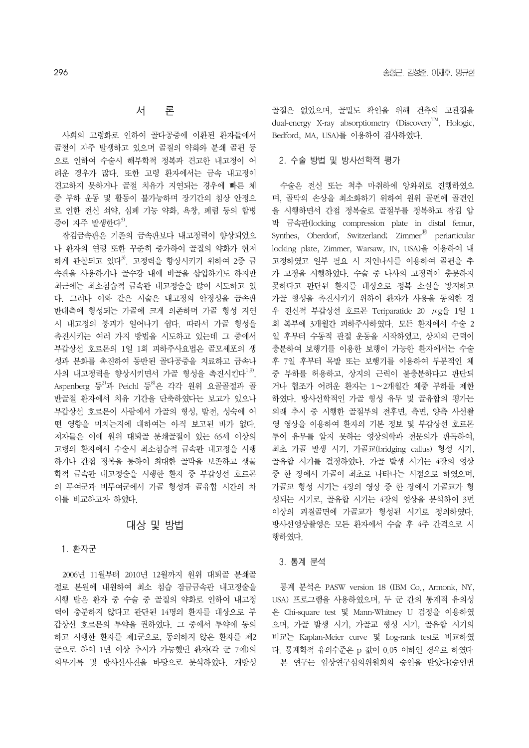## 서 론

사회의 고령화로 인하여 골다공증에 이환된 환자들에서 골절이 자주 발생하고 있으며 골질의 약화와 분쇄 골편 등으로 인하여 수술시 해부학적 정복과 견고한 내고정이 어려운 경우가 많다. 또한 고령 환자에서는 금속 내고정이 견고하지 못하거나 골절 치유가 지연되는 경우에 빠른 체중 부하 운동 및 활동이 불가능하며 장기간의 침상 안정으로 인한 전신 쇠약, 심폐 기능 약화, 욕창, 폐렴 등의 합병증이 자주 발생한다[5].

잠김금속판은 기존의 금속판보다 내고정력이 향상되었으나 환자의 연령 또한 꾸준히 증가하여 골질의 약화가 현저하게 관찰되고 있다[3]. 고정력을 향상시키기 위하여 2중 금속판을 사용하거나 골수강 내에 비골을 삽입하기도 하지만 최근에는 최소침습적 금속판 내고정술을 많이 시도하고 있다. 그러나 이와 같은 시술은 내고정의 안정성을 금속판 반대측에 형성되는 가골에 크게 의존하며 가골 형성 지연 시 내고정의 붕괴가 일어나기 쉽다. 따라서 가골 형성을 촉진시키는 여러 가지 방법을 시도하고 있는데 그 중에서 부갑상선 호르몬의 1일 1회 피하주사요법은 골모세포의 생성과 분화를 촉진하여 동반된 골다공증을 치료하고 금속나사의 내고정력을 향상시키면서 가골 형성을 촉진시킨다[1,9]. Aspenberg 등[2]과 Peichl 등[8]은 각각 원위 요골골절과 골반골절 환자에서 치유 기간을 단축하였다는 보고가 있으나 부갑상선 호르몬이 사람에서 가골의 형성, 발전, 성숙에 어떤 영향을 미치는지에 대하여는 아직 보고된 바가 없다. 저자들은 이에 원위 대퇴골 분쇄골절이 있는 65세 이상의 고령의 환자에서 수술시 최소침습적 금속판 내고정을 시행하거나 간접 정복을 통하여 최대한 골막을 보존하고 생물학적 금속판 내고정술을 시행한 환자 중 부갑상선 호르몬의 투여군과 비투여군에서 가골 형성과 골유합 시간의 차이를 비교하고자 하였다.

## 대상 및 방법

### 1. 환자군

2006년 11월부터 2010년 12월까지 원위 대퇴골 분쇄골절로 본원에 내원하여 최소 침습 잠금금속판 내고정술을 시행 받은 환자 중 수술 중 골질의 약화로 인하여 내고정력이 충분하지 않다고 판단된 14명의 환자를 대상으로 부갑상선 호르몬의 투약을 권하였다. 그 중에서 투약에 동의하고 시행한 환자를 제1군으로, 동의하지 않은 환자를 제2군으로 하여 1년 이상 추시가 가능했던 환자(각 군 7예)의 의무기록 및 방사선사진을 바탕으로 분석하였다. 개방성 골절은 없었으며, 골밀도 확인을 위해 건측의 고관절을 dual-energy X-ray absorptiometry (Discovery™, Hologic, Bedford, MA, USA)를 이용하여 검사하였다.

### 2. 수술 방법 및 방사선학적 평가

수술은 전신 또는 척추 마취하에 앙와위로 진행하였으며, 골막의 손상을 최소화하기 위하여 원위 골편에 골견인을 시행하면서 간접 정복술로 골절부를 정복하고 잠김 압박 금속판(locking compression plate in distal femur, Synthes, Oberdorf, Switzerland; Zimmer® periarticular locking plate, Zimmer, Warsaw, IN, USA)을 이용하여 내고정하였고 일부 필요 시 지연나사를 이용하여 골편을 추가 고정을 시행하였다. 수술 중 나사의 고정력이 충분하지 못하다고 판단된 환자를 대상으로 정복 소실을 방지하고 가골 형성을 촉진시키기 위하여 환자가 사용을 동의한 경우 전신적 부갑상선 호르몬 Teriparatide 20 μg을 1일 1회 복부에 3개월간 피하주사하였다. 모든 환자에서 수술 2일 후부터 수동적 관절 운동을 시작하였고, 상지의 근력이 충분하여 보행기를 이용한 보행이 가능한 환자에서는 수술 후 7일 후부터 목발 또는 보행기를 이용하여 부분적인 체중 부하를 허용하고, 상지의 근력이 불충분하다고 판단되거나 협조가 어려운 환자는 1~2개월간 체중 부하를 제한하였다. 방사선학적인 가골 형성 유무 및 골유합의 평가는 외래 추시 중 시행한 골절부의 전후면, 측면, 양측 사선촬영 영상을 이용하여 환자의 기본 정보 및 부갑상선 호르몬 투여 유무를 알지 못하는 영상의학과 전문의가 판독하여, 최초 가골 발생 시기, 가골교(bridging callus) 형성 시기, 골유합 시기를 결정하였다. 가골 발생 시기는 4장의 영상 중 한 장에서 가골이 최초로 나타나는 시점으로 하였으며, 가골교 형성 시기는 4장의 영상 중 한 장에서 가골교가 형성되는 시기로, 골유합 시기는 4장의 영상을 분석하여 3면 이상의 피질골면에 가골교가 형성된 시기로 정의하였다. 방사선영상촬영은 모든 환자에서 수술 후 4주 간격으로 시행하였다.

### 3. 통계 분석

통계 분석은 PASW version 18 (IBM Co., Armonk, NY, USA) 프로그램을 사용하였으며, 두 군 간의 통계적 유의성은 Chi-square test 및 Mann-Whitney U 검정을 이용하였으며, 가골 발생 시기, 가골교 형성 시기, 골유합 시기의 비교는 Kaplan-Meier curve 및 Log-rank test로 비교하였다. 통계학적 유의수준은 p 값이 0.05 이하인 경우로 하였다

본 연구는 임상연구심의위원회의 승인을 받았다(승인번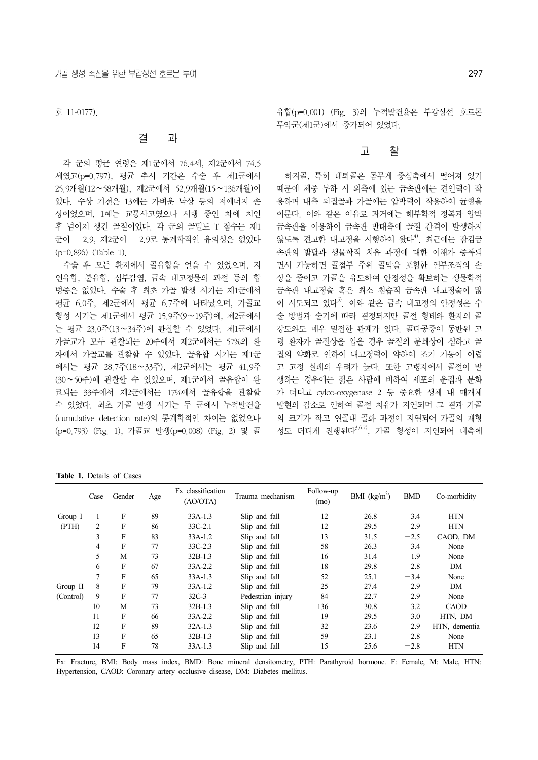호 11-0177).

## 결 과

각 군의 평균 연령은 제1군에서 76.4세, 제2군에서 74.5세였고(p=0.797), 평균 추시 기간은 수술 후 제1군에서 25.9개월(12~58개월), 제2군에서 52.9개월(15~136개월)이었다. 수상 기전은 13예는 가벼운 낙상 등의 저에너지 손상이었으며, 1예는 교통사고였으나 서행 중인 차에 치인 후 넘어져 생긴 골절이었다. 각 군의 골밀도 T 점수는 제1군이 −2.9, 제2군이 −2.9로 통계학적인 유의성은 없었다(p=0.896) (Table 1).

수술 후 모든 환자에서 골유합을 얻을 수 있었으며, 지연유합, 불유합, 심부감염, 금속 내고정물의 파절 등의 합병증은 없었다. 수술 후 최초 가골 발생 시기는 제1군에서 평균 6.0주, 제2군에서 평균 6.7주에 나타났으며, 가골교 형성 시기는 제1군에서 평균 15.9주(9~19주)에, 제2군에서는 평균 23.0주(13~34주)에 관찰할 수 있었다. 제1군에서 가골교가 모두 관찰되는 20주에서 제2군에서는 57%의 환자에서 가골교를 관찰할 수 있었다. 골유합 시기는 제1군에서는 평균 28.7주(18~33주), 제2군에서는 평균 41.9주(30~50주)에 관찰할 수 있었으며, 제1군에서 골유합이 완료되는 33주에서 제2군에서는 17%에서 골유합을 관찰할 수 있었다. 최초 가골 발생 시기는 두 군에서 누적발견율(cumulative detection rate)의 통계학적인 차이는 없었으나(p=0.793) (Fig. 1), 가골교 발생(p=0.008) (Fig. 2) 및 골유합(p=0.001) (Fig. 3)의 누적발견율은 부갑상선 호르몬 투약군(제1군)에서 증가되어 있었다.

## 고 찰

하지골, 특히 대퇴골은 몸무게 중심축에서 떨어져 있기 때문에 체중 부하 시 외측에 있는 금속판에는 견인력이 작용하며 내측 피질골과 가골에는 압박력이 작용하여 균형을 이룬다. 이와 같은 이유로 과거에는 해부학적 정복과 압박 금속판을 이용하여 금속판 반대측에 골절 간격이 발생하지 않도록 견고한 내고정을 시행하여 왔다[4]. 최근에는 잠김금속판의 발달과 생물학적 치유 과정에 대한 이해가 증폭되면서 가능하면 골절부 주위 골막을 포함한 연부조직의 손상을 줄이고 가골을 유도하여 안정성을 확보하는 생물학적 금속판 내고정술 혹은 최소 침습적 금속판 내고정술이 많이 시도되고 있다[5]. 이와 같은 금속 내고정의 안정성은 수술 방법과 술기에 따라 결정되지만 골절 형태와 환자의 골 강도와도 매우 밀접한 관계가 있다. 골다공증이 동반된 고령 환자가 골절상을 입을 경우 골절의 분쇄상이 심하고 골질의 약화로 인하여 내고정력이 약하여 조기 거동이 어렵고 고정 실패의 우려가 높다. 또한 고령자에서 골절이 발생하는 경우에는 젊은 사람에 비하여 세포의 운집과 분화가 더디고 cylco-oxygenase 2 등 중요한 생체 내 매개체 발현의 감소로 인하여 골절 치유가 지연되며 그 결과 가골의 크기가 작고 연골내 골화 과정이 지연되어 가골의 재형성도 더디게 진행된다[3,6,7], 가골 형성이 지연되어 내측에

**Table 1.** Details of Cases

| | Case | Gender | Age | Fx classification (AO/OTA) | Trauma mechanism | Follow-up (mo) | BMI (kg/m$^2$) | BMD | Co-morbidity |
|---|---|---|---|---|---|---|---|---|---|
| Group I | 1 | F | 89 | 33A-1.3 | Slip and fall | 12 | 26.8 | −3.4 | HTN |
| (PTH) | 2 | F | 86 | 33C-2.1 | Slip and fall | 12 | 29.5 | −2.9 | HTN |
| | 3 | F | 83 | 33A-1.2 | Slip and fall | 13 | 31.5 | −2.5 | CAOD, DM |
| | 4 | F | 77 | 33C-2.3 | Slip and fall | 58 | 26.3 | −3.4 | None |
| | 5 | M | 73 | 32B-1.3 | Slip and fall | 16 | 31.4 | −1.9 | None |
| | 6 | F | 67 | 33A-2.2 | Slip and fall | 18 | 29.8 | −2.8 | DM |
| | 7 | F | 65 | 33A-1.3 | Slip and fall | 52 | 25.1 | −3.4 | None |
| Group II | 8 | F | 79 | 33A-1.2 | Slip and fall | 25 | 27.4 | −2.9 | DM |
| (Control) | 9 | F | 77 | 32C-3 | Pedestrian injury | 84 | 22.7 | −2.9 | None |
| | 10 | M | 73 | 32B-1.3 | Slip and fall | 136 | 30.8 | −3.2 | CAOD |
| | 11 | F | 66 | 33A-2.2 | Slip and fall | 19 | 29.5 | −3.0 | HTN, DM |
| | 12 | F | 89 | 32A-1.3 | Slip and fall | 32 | 23.6 | −2.9 | HTN, dementia |
| | 13 | F | 65 | 32B-1.3 | Slip and fall | 59 | 23.1 | −2.8 | None |
| | 14 | F | 78 | 33A-1.3 | Slip and fall | 15 | 25.6 | −2.8 | HTN |

Fx: Fracture, BMI: Body mass index, BMD: Bone mineral densitometry, PTH: Parathyroid hormone. F: Female, M: Male, HTN: Hypertension, CAOD: Coronary artery occlusive disease, DM: Diabetes mellitus.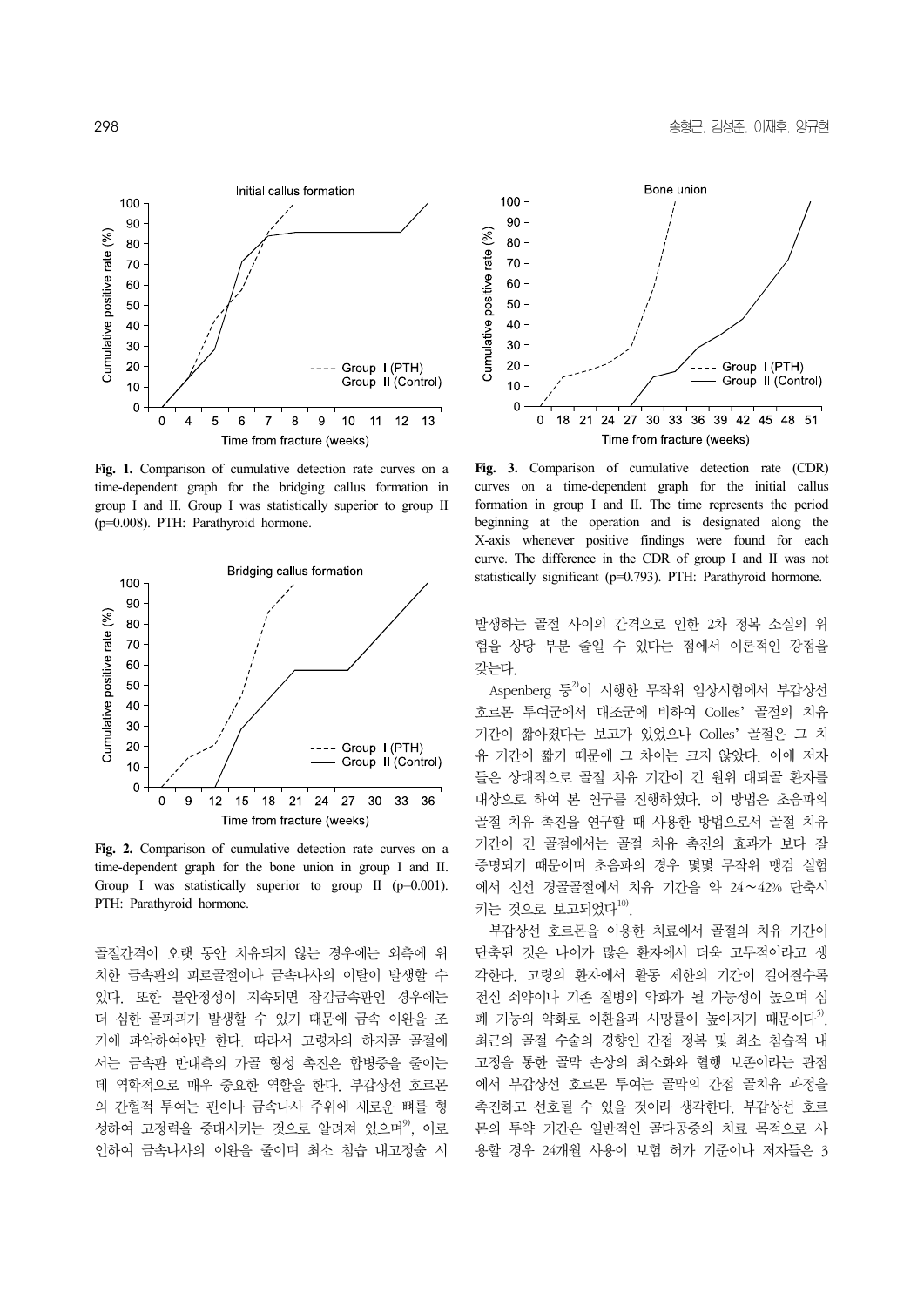Fig. 1. Comparison of cumulative detection rate curves on a time-dependent graph for the bridging callus formation in group I and II. Group I was statistically superior to group II (p=0.008). PTH: Parathyroid hormone.

Fig. 2. Comparison of cumulative detection rate curves on a time-dependent graph for the bone union in group I and II. Group I was statistically superior to group II (p=0.001). PTH: Parathyroid hormone.

Fig. 3. Comparison of cumulative detection rate (CDR) curves on a time-dependent graph for the initial callus formation in group I and II. The time represents the period beginning at the operation and is designated along the X-axis whenever positive findings were found for each curve. The difference in the CDR of group I and II was not statistically significant (p=0.793). PTH: Parathyroid hormone.

골절간격이 오랫 동안 치유되지 않는 경우에는 외측에 위치한 금속판의 피로골절이나 금속나사의 이탈이 발생할 수 있다. 또한 불안정성이 지속되면 잠김금속판인 경우에는 더 심한 골파괴가 발생할 수 있기 때문에 금속 이완을 조기에 파악하여야만 한다. 따라서 고령자의 하지골 골절에서는 금속판 반대측의 가골 형성 촉진은 합병증을 줄이는데 역학적으로 매우 중요한 역할을 한다. 부갑상선 호르몬의 간헐적 투여는 핀이나 금속나사 주위에 새로운 뼈를 형성하여 고정력을 증대시키는 것으로 알려져 있으며[9], 이로 인하여 금속나사의 이완을 줄이며 최소 침습 내고정술 시 발생하는 골절 사이의 간격으로 인한 2차 정복 소실의 위험을 상당 부분 줄일 수 있다는 점에서 이론적인 강점을 갖는다.

Aspenberg 등[2]이 시행한 무작위 임상시험에서 부갑상선 호르몬 투여군에서 대조군에 비하여 Colles' 골절의 치유 기간이 짧아졌다는 보고가 있었으나 Colles' 골절은 그 치유 기간이 짧기 때문에 그 차이는 크지 않았다. 이에 저자들은 상대적으로 골절 치유 기간이 긴 원위 대퇴골 환자를 대상으로 하여 본 연구를 진행하였다. 이 방법은 초음파의 골절 치유 촉진을 연구할 때 사용한 방법으로서 골절 치유 기간이 긴 골절에서는 골절 치유 촉진의 효과가 보다 잘 증명되기 때문이며 초음파의 경우 몇몇 무작위 맹검 실험에서 신선 경골골절에서 치유 기간을 약 24～42% 단축시키는 것으로 보고되었다[10].

부갑상선 호르몬을 이용한 치료에서 골절의 치유 기간이 단축된 것은 나이가 많은 환자에서 더욱 고무적이라고 생각한다. 고령의 환자에서 활동 제한의 기간이 길어질수록 전신 쇠약이나 기존 질병의 악화가 될 가능성이 높으며 심폐 기능의 약화로 이환율과 사망률이 높아지기 때문이다[5]. 최근의 골절 수술의 경향인 간접 정복 및 최소 침습적 내고정을 통한 골막 손상의 최소화와 혈행 보존이라는 관점에서 부갑상선 호르몬 투여는 골막의 간접 골치유 과정을 촉진하고 선호될 수 있을 것이라 생각한다. 부갑상선 호르몬의 투약 기간은 일반적인 골다공증의 치료 목적으로 사용할 경우 24개월 사용이 보험 허가 기준이나 저자들은 3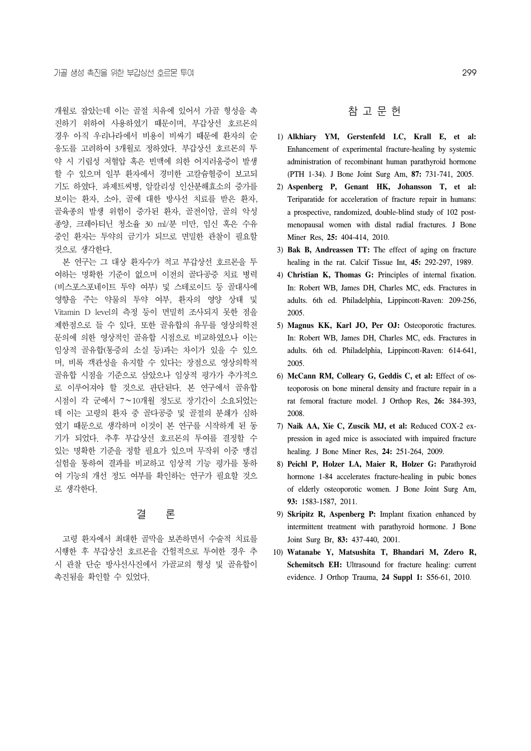개월로 잡았는데 이는 골절 치유에 있어서 가골 형성을 촉진하기 위하여 사용하였기 때문이며, 부갑상선 호르몬의 경우 아직 우리나라에서 비용이 비싸기 때문에 환자의 순응도를 고려하여 3개월로 정하였다. 부갑상선 호르몬의 투약 시 기립성 저혈압 혹은 빈맥에 의한 어지러움증이 발생할 수 있으며 일부 환자에서 경미한 고칼슘혈증이 보고되기도 하였다. 파제트씨병, 알칼리성 인산분해효소의 증가를 보이는 환자, 소아, 골에 대한 방사선 치료를 받은 환자, 골육종의 발생 위험이 증가된 환자, 골전이암, 골의 악성 종양, 크레아티닌 청소율 30 ml/분 미만, 임신 혹은 수유 중인 환자는 투약의 금기가 되므로 면밀한 관찰이 필요할 것으로 생각한다.

본 연구는 그 대상 환자수가 적고 부갑상선 호르몬을 투여하는 명확한 기준이 없으며 이전의 골다공증 치료 병력(비스포스포네이트 투약 여부) 및 스테로이드 등 골대사에 영향을 주는 약물의 투약 여부, 환자의 영양 상태 및 Vitamin D level의 측정 등이 면밀히 조사되지 못한 점을 제한점으로 들 수 있다. 또한 골유합의 유무를 영상의학전문의에 의한 영상적인 골유합 시점으로 비교하였으나 이는 임상적 골유합(통증의 소실 등)과는 차이가 있을 수 있으며, 비록 객관성을 유지할 수 있다는 장점으로 영상의학적 골유합 시점을 기준으로 삼았으나 임상적 평가가 추가적으로 이루어져야 할 것으로 판단된다. 본 연구에서 골유합 시점이 각 군에서 7∼10개월 정도로 장기간이 소요되었는데 이는 고령의 환자 중 골다공증 및 골절의 분쇄가 심하였기 때문으로 생각하며 이것이 본 연구를 시작하게 된 동기가 되었다. 추후 부갑상선 호르몬의 투여를 결정할 수 있는 명확한 기준을 정할 필요가 있으며 무작위 이중 맹검 실험을 통하여 결과를 비교하고 임상적 기능 평가를 통하여 기능의 개선 정도 여부를 확인하는 연구가 필요할 것으로 생각한다.

## 결　론

고령 환자에서 최대한 골막을 보존하면서 수술적 치료를 시행한 후 부갑상선 호르몬을 간헐적으로 투여한 경우 추시 관찰 단순 방사선사진에서 가골교의 형성 및 골유합이 촉진됨을 확인할 수 있었다.

## 참 고 문 헌

1) **Alkhiary YM, Gerstenfeld LC, Krall E, et al:** Enhancement of experimental fracture-healing by systemic administration of recombinant human parathyroid hormone (PTH 1-34). J Bone Joint Surg Am, **87:** 731-741, 2005.
2) **Aspenberg P, Genant HK, Johansson T, et al:** Teriparatide for acceleration of fracture repair in humans: a prospective, randomized, double-blind study of 102 postmenopausal women with distal radial fractures. J Bone Miner Res, **25:** 404-414, 2010.
3) **Bak B, Andreassen TT:** The effect of aging on fracture healing in the rat. Calcif Tissue Int, **45:** 292-297, 1989.
4) **Christian K, Thomas G:** Principles of internal fixation. In: Robert WB, James DH, Charles MC, eds. Fractures in adults. 6th ed. Philadelphia, Lippincott-Raven: 209-256, 2005.
5) **Magnus KK, Karl JO, Per OJ:** Osteoporotic fractures. In: Robert WB, James DH, Charles MC, eds. Fractures in adults. 6th ed. Philadelphia, Lippincott-Raven: 614-641, 2005.
6) **McCann RM, Colleary G, Geddis C, et al:** Effect of osteoporosis on bone mineral density and fracture repair in a rat femoral fracture model. J Orthop Res, **26:** 384-393, 2008.
7) **Naik AA, Xie C, Zuscik MJ, et al:** Reduced COX-2 expression in aged mice is associated with impaired fracture healing. J Bone Miner Res, **24:** 251-264, 2009.
8) **Peichl P, Holzer LA, Maier R, Holzer G:** Parathyroid hormone 1-84 accelerates fracture-healing in pubic bones of elderly osteoporotic women. J Bone Joint Surg Am, **93:** 1583-1587, 2011.
9) **Skripitz R, Aspenberg P:** Implant fixation enhanced by intermittent treatment with parathyroid hormone. J Bone Joint Surg Br, **83:** 437-440, 2001.
10) **Watanabe Y, Matsushita T, Bhandari M, Zdero R, Schemitsch EH:** Ultrasound for fracture healing: current evidence. J Orthop Trauma, **24 Suppl 1:** S56-61, 2010.